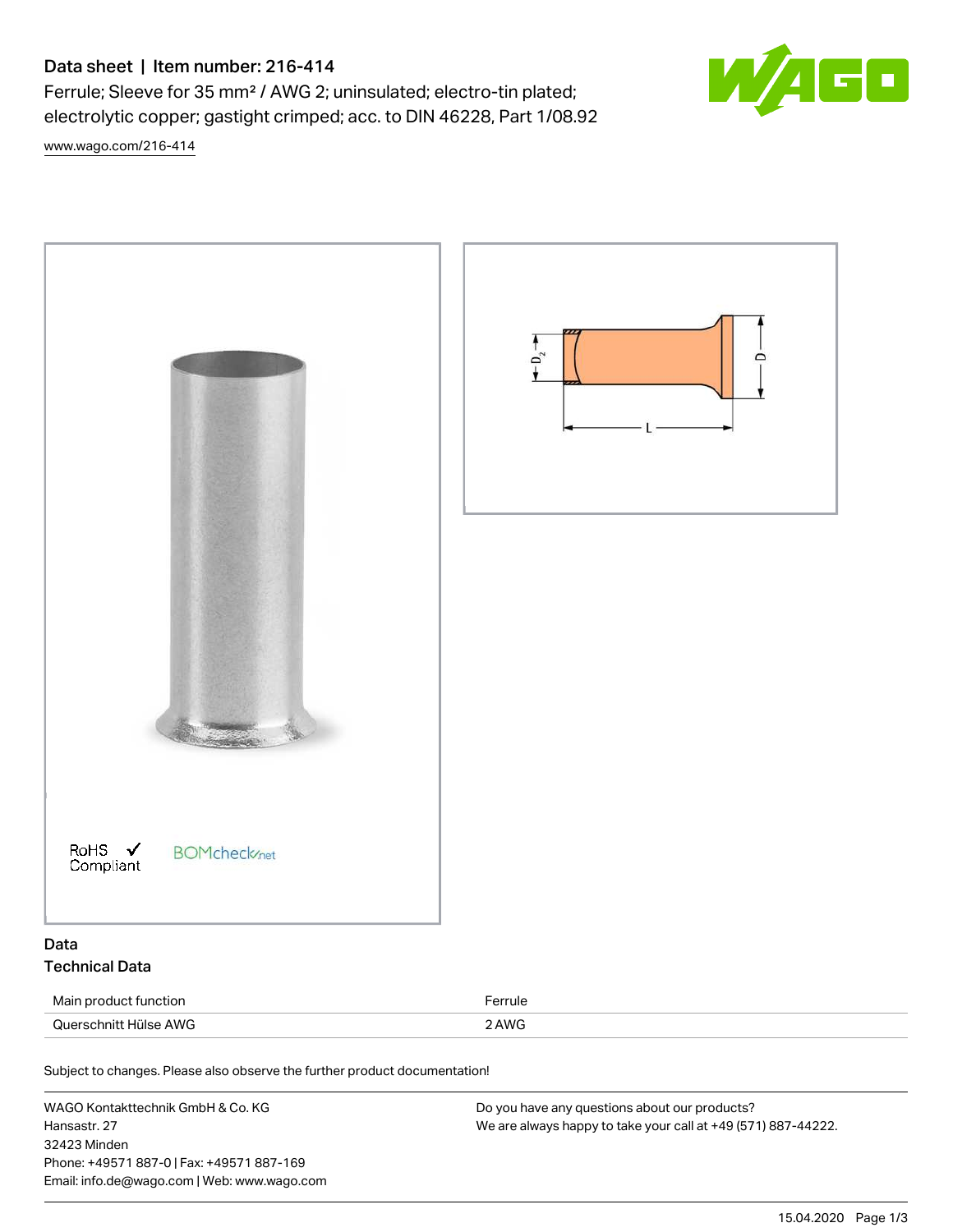# Data sheet | Item number: 216-414

Ferrule; Sleeve for 35 mm² / AWG 2; uninsulated; electro-tin plated; electrolytic copper; gastight crimped; acc. to DIN 46228, Part 1/08.92

www.wago.com/216-414

## Data

### Technical Data

| | |
|---|---|
| Main product function | Ferrule |
| Querschnitt Hülse AWG | 2 AWG |

Subject to changes. Please also observe the further product documentation!

WAGO Kontakttechnik GmbH & Co. KG
Hansastr. 27
32423 Minden
Phone: +49571 887-0 | Fax: +49571 887-169
Email: info.de@wago.com | Web: www.wago.com

Do you have any questions about our products?
We are always happy to take your call at +49 (571) 887-44222.

15.04.2020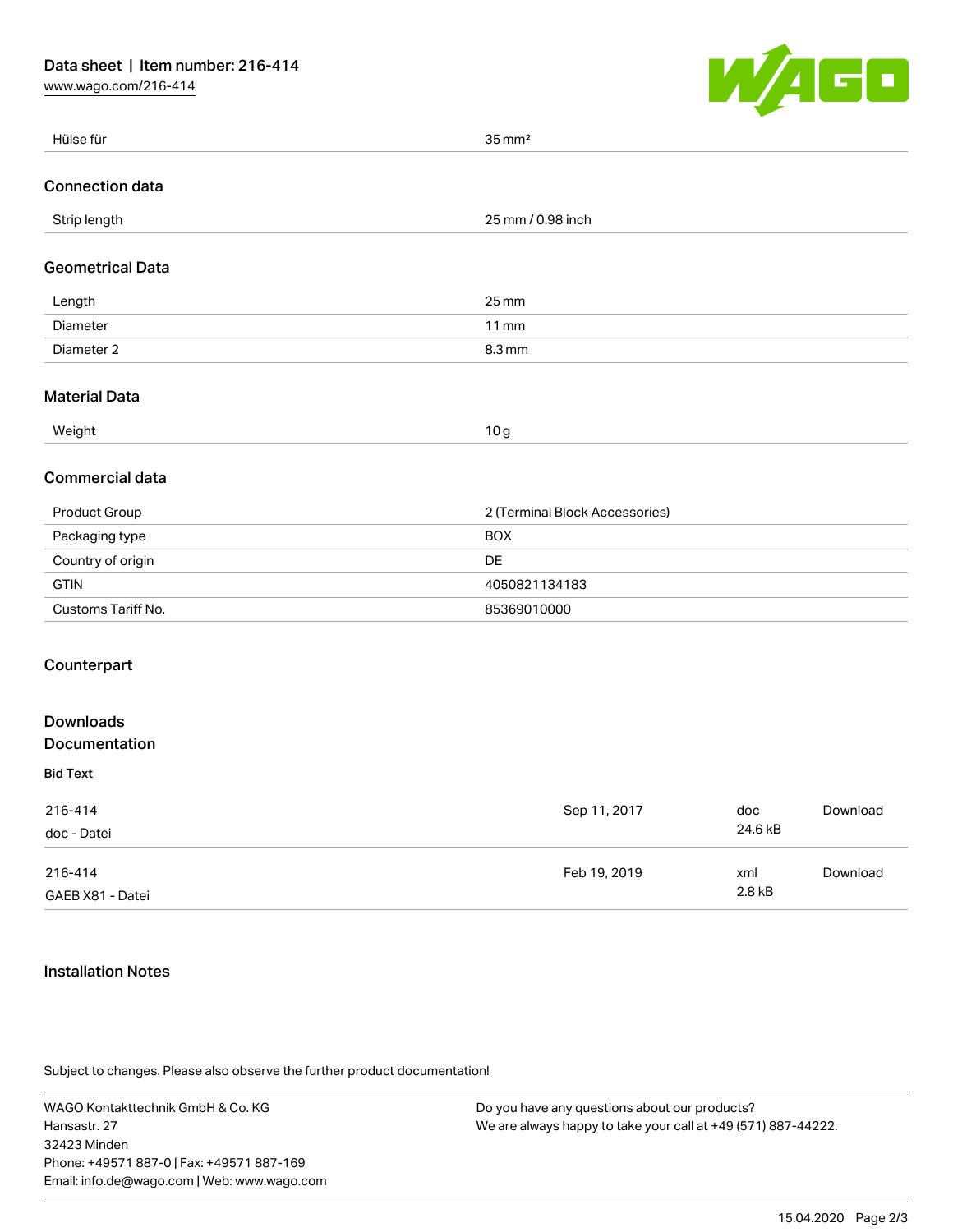| | |
|---|---|
| Hülse für | 35 mm² |

## Connection data

| | |
|---|---|
| Strip length | 25 mm / 0.98 inch |

## Geometrical Data

| | |
|---|---|
| Length | 25 mm |
| Diameter | 11 mm |
| Diameter 2 | 8.3 mm |

## Material Data

| | |
|---|---|
| Weight | 10 g |

## Commercial data

| | |
|---|---|
| Product Group | 2 (Terminal Block Accessories) |
| Packaging type | BOX |
| Country of origin | DE |
| GTIN | 4050821134183 |
| Customs Tariff No. | 85369010000 |

## Counterpart

## Downloads

## Documentation

### Bid Text

| | | | |
|---|---|---|---|
| 216-414<br>doc - Datei | Sep 11, 2017 | doc<br>24.6 kB | Download |
| 216-414<br>GAEB X81 - Datei | Feb 19, 2019 | xml<br>2.8 kB | Download |

## Installation Notes

Subject to changes. Please also observe the further product documentation!

WAGO Kontakttechnik GmbH & Co. KG
Hansastr. 27
32423 Minden
Phone: +49571 887-0 | Fax: +49571 887-169
Email: info.de@wago.com | Web: www.wago.com

Do you have any questions about our products?
We are always happy to take your call at +49 (571) 887-44222.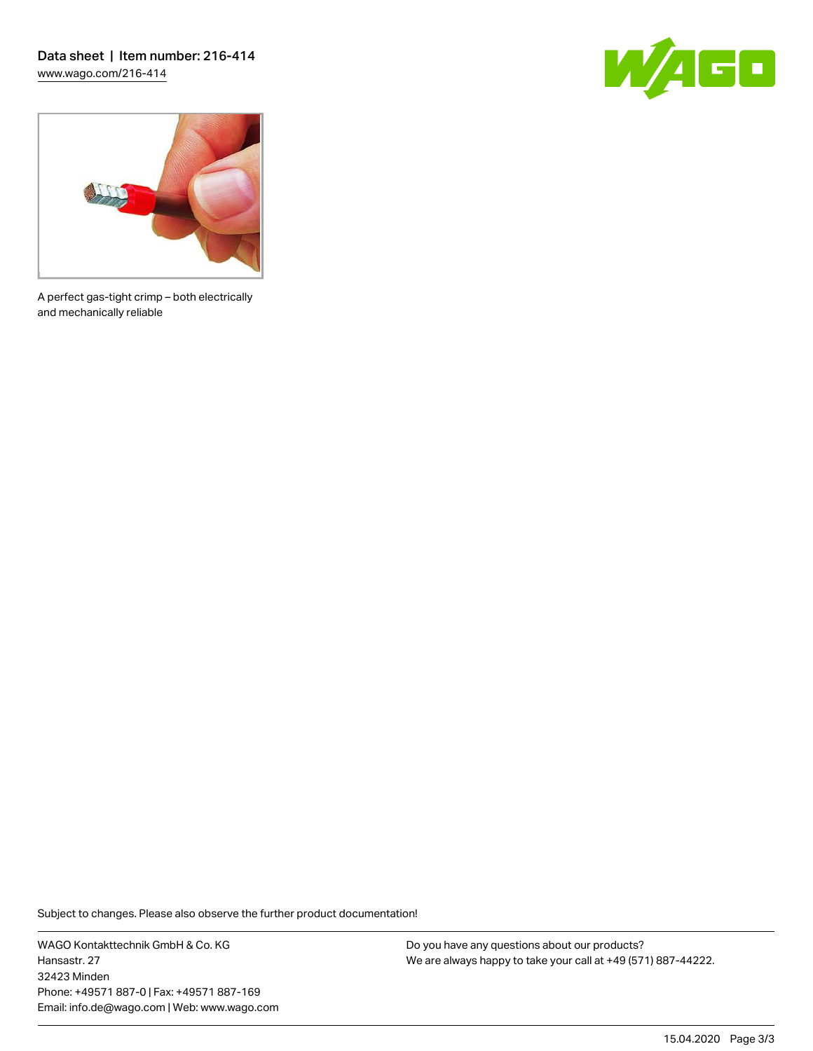A perfect gas-tight crimp – both electrically and mechanically reliable

Subject to changes. Please also observe the further product documentation!

WAGO Kontakttechnik GmbH & Co. KG
Hansastr. 27
32423 Minden
Phone: +49571 887-0 | Fax: +49571 887-169
Email: info.de@wago.com | Web: www.wago.com

Do you have any questions about our products?
We are always happy to take your call at +49 (571) 887-44222.